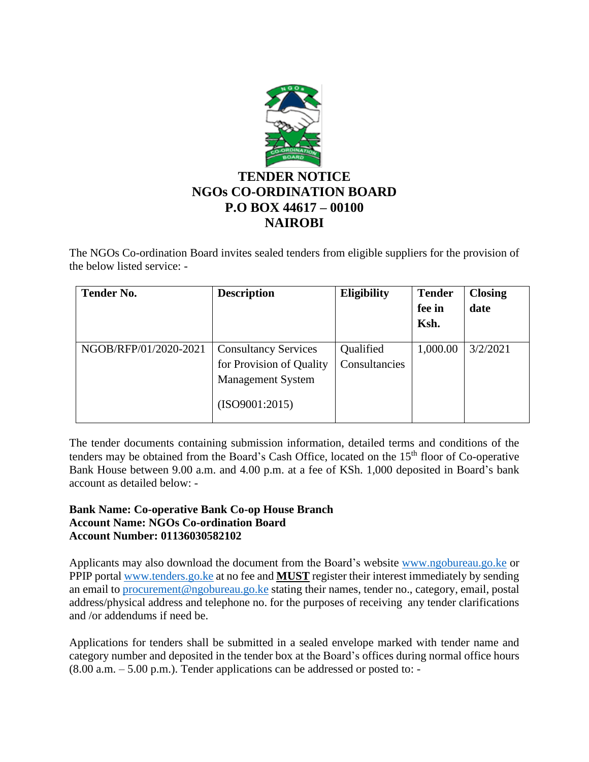# TENDER NOTICE
# NGOs CO-ORDINATION BOARD
# P.O BOX 44617 – 00100
# NAIROBI

The NGOs Co-ordination Board invites sealed tenders from eligible suppliers for the provision of the below listed service: -

| Tender No. | Description | Eligibility | Tender fee in Ksh. | Closing date |
|---|---|---|---|---|
| NGOB/RFP/01/2020-2021 | Consultancy Services for Provision of Quality Management System (ISO9001:2015) | Qualified Consultancies | 1,000.00 | 3/2/2021 |

The tender documents containing submission information, detailed terms and conditions of the tenders may be obtained from the Board's Cash Office, located on the 15th floor of Co-operative Bank House between 9.00 a.m. and 4.00 p.m. at a fee of KSh. 1,000 deposited in Board's bank account as detailed below: -

**Bank Name: Co-operative Bank Co-op House Branch**
**Account Name: NGOs Co-ordination Board**
**Account Number: 01136030582102**

Applicants may also download the document from the Board's website www.ngobureau.go.ke or PPIP portal www.tenders.go.ke at no fee and **MUST** register their interest immediately by sending an email to procurement@ngobureau.go.ke stating their names, tender no., category, email, postal address/physical address and telephone no. for the purposes of receiving any tender clarifications and /or addendums if need be.

Applications for tenders shall be submitted in a sealed envelope marked with tender name and category number and deposited in the tender box at the Board's offices during normal office hours (8.00 a.m. – 5.00 p.m.). Tender applications can be addressed or posted to: -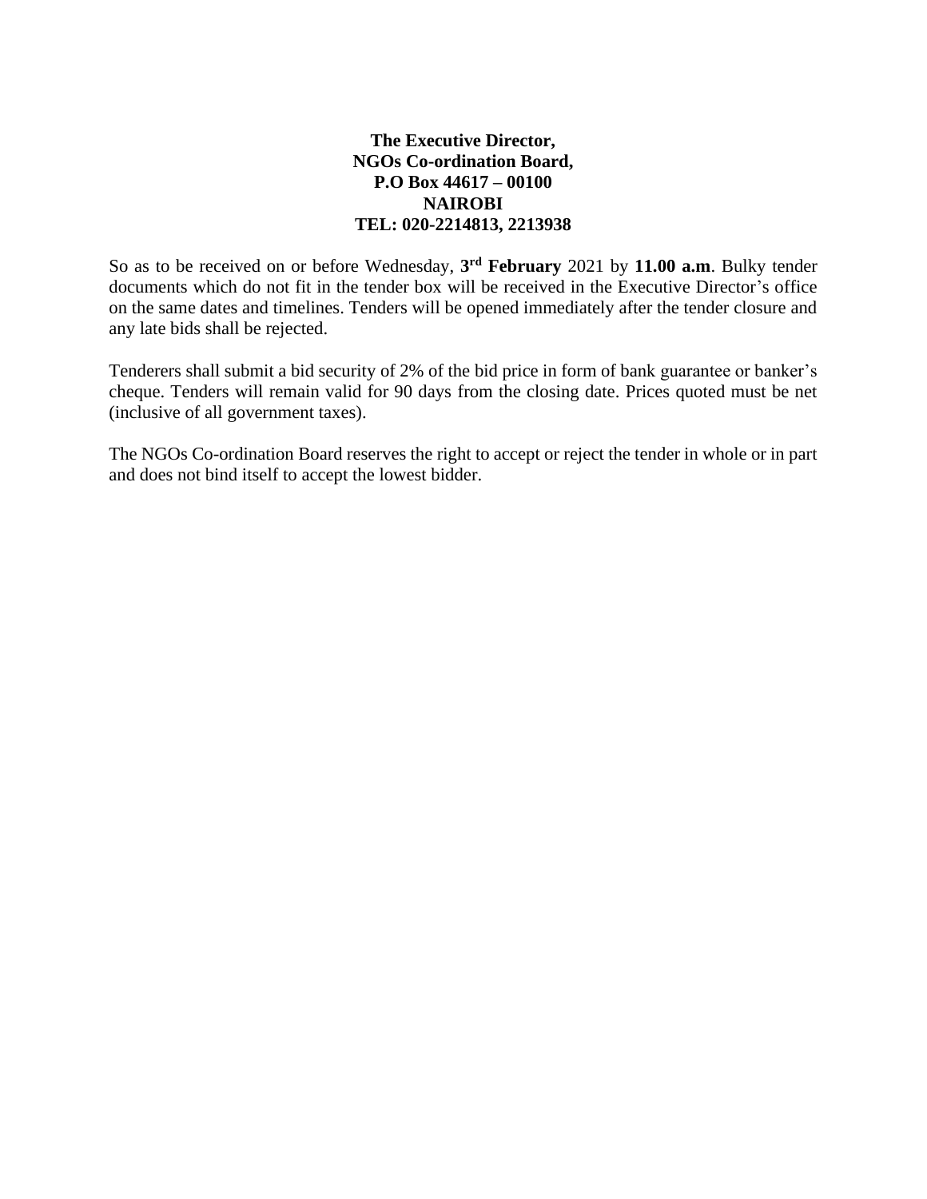**The Executive Director,**
**NGOs Co-ordination Board,**
**P.O Box 44617 – 00100**
**NAIROBI**
**TEL: 020-2214813, 2213938**

So as to be received on or before Wednesday, **3rd February** 2021 by **11.00 a.m**. Bulky tender documents which do not fit in the tender box will be received in the Executive Director's office on the same dates and timelines. Tenders will be opened immediately after the tender closure and any late bids shall be rejected.

Tenderers shall submit a bid security of 2% of the bid price in form of bank guarantee or banker's cheque. Tenders will remain valid for 90 days from the closing date. Prices quoted must be net (inclusive of all government taxes).

The NGOs Co-ordination Board reserves the right to accept or reject the tender in whole or in part and does not bind itself to accept the lowest bidder.